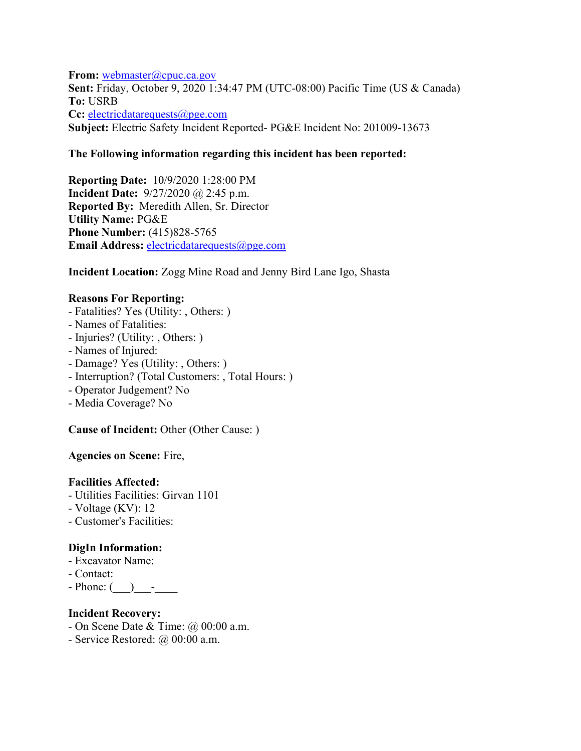**From:** webmaster@cpuc.ca.gov
**Sent:** Friday, October 9, 2020 1:34:47 PM (UTC-08:00) Pacific Time (US & Canada)
**To:** USRB
**Cc:** electricdatarequests@pge.com
**Subject:** Electric Safety Incident Reported- PG&E Incident No: 201009-13673

**The Following information regarding this incident has been reported:**

**Reporting Date:** 10/9/2020 1:28:00 PM
**Incident Date:** 9/27/2020 @ 2:45 p.m.
**Reported By:** Meredith Allen, Sr. Director
**Utility Name:** PG&E
**Phone Number:** (415)828-5765
**Email Address:** electricdatarequests@pge.com

**Incident Location:** Zogg Mine Road and Jenny Bird Lane Igo, Shasta

**Reasons For Reporting:**
- Fatalities? Yes (Utility: , Others: )
- Names of Fatalities:
- Injuries? (Utility: , Others: )
- Names of Injured:
- Damage? Yes (Utility: , Others: )
- Interruption? (Total Customers: , Total Hours: )
- Operator Judgement? No
- Media Coverage? No

**Cause of Incident:** Other (Other Cause: )

**Agencies on Scene:** Fire,

**Facilities Affected:**
- Utilities Facilities: Girvan 1101
- Voltage (KV): 12
- Customer's Facilities:

**DigIn Information:**
- Excavator Name:
- Contact:
- Phone: (___)___-____

**Incident Recovery:**
- On Scene Date & Time: @ 00:00 a.m.
- Service Restored: @ 00:00 a.m.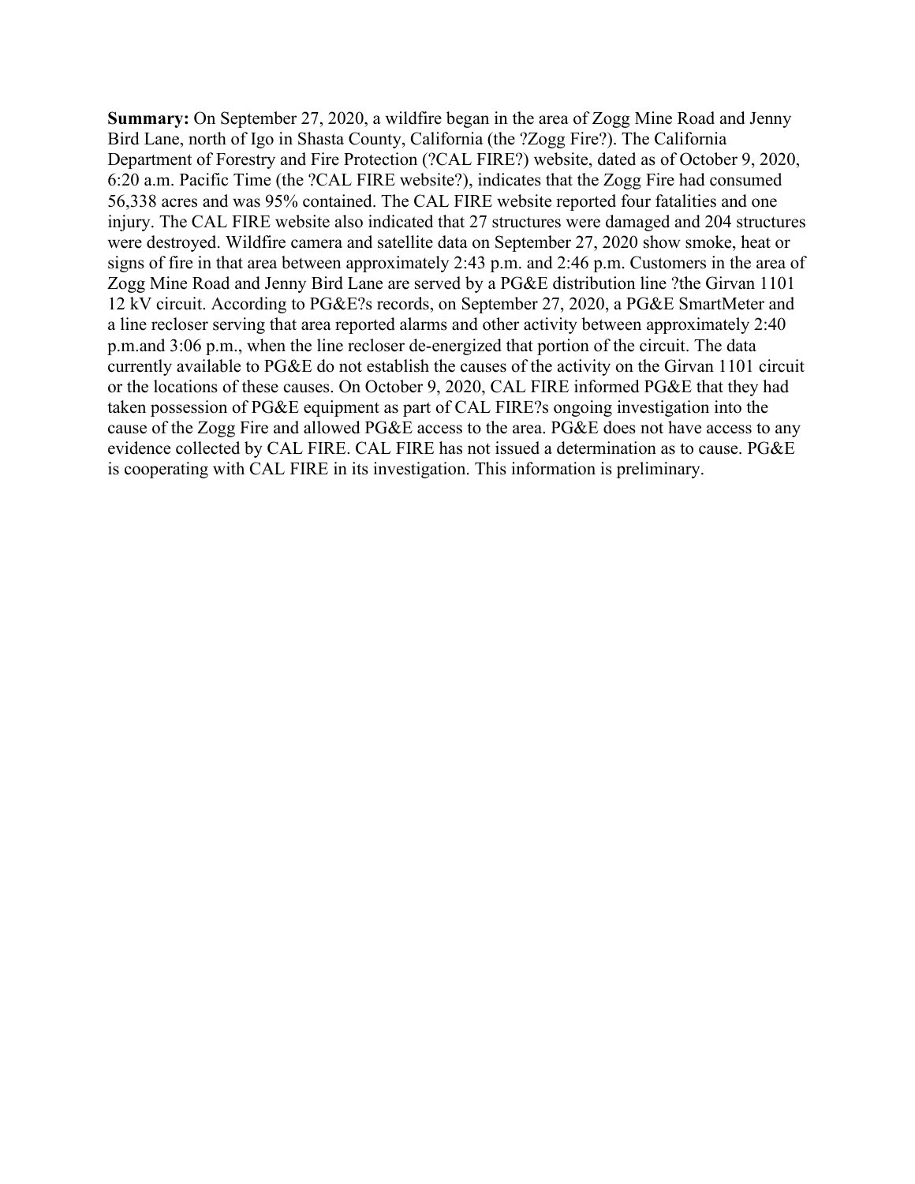**Summary:** On September 27, 2020, a wildfire began in the area of Zogg Mine Road and Jenny Bird Lane, north of Igo in Shasta County, California (the ?Zogg Fire?). The California Department of Forestry and Fire Protection (?CAL FIRE?) website, dated as of October 9, 2020, 6:20 a.m. Pacific Time (the ?CAL FIRE website?), indicates that the Zogg Fire had consumed 56,338 acres and was 95% contained. The CAL FIRE website reported four fatalities and one injury. The CAL FIRE website also indicated that 27 structures were damaged and 204 structures were destroyed. Wildfire camera and satellite data on September 27, 2020 show smoke, heat or signs of fire in that area between approximately 2:43 p.m. and 2:46 p.m. Customers in the area of Zogg Mine Road and Jenny Bird Lane are served by a PG&E distribution line ?the Girvan 1101 12 kV circuit. According to PG&E?s records, on September 27, 2020, a PG&E SmartMeter and a line recloser serving that area reported alarms and other activity between approximately 2:40 p.m.and 3:06 p.m., when the line recloser de-energized that portion of the circuit. The data currently available to PG&E do not establish the causes of the activity on the Girvan 1101 circuit or the locations of these causes. On October 9, 2020, CAL FIRE informed PG&E that they had taken possession of PG&E equipment as part of CAL FIRE?s ongoing investigation into the cause of the Zogg Fire and allowed PG&E access to the area. PG&E does not have access to any evidence collected by CAL FIRE. CAL FIRE has not issued a determination as to cause. PG&E is cooperating with CAL FIRE in its investigation. This information is preliminary.